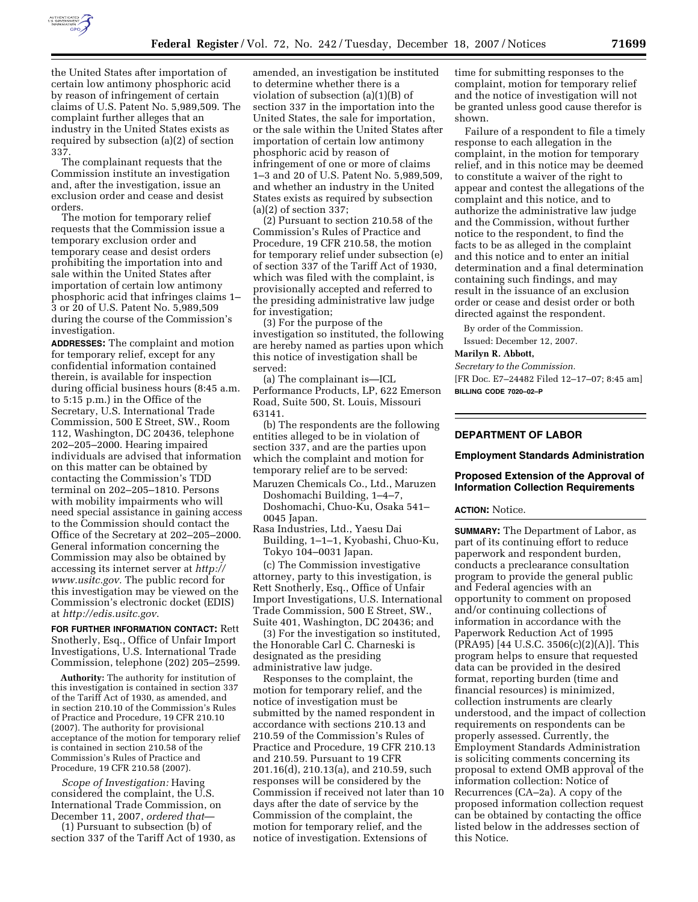the United States after importation of certain low antimony phosphoric acid by reason of infringement of certain claims of U.S. Patent No. 5,989,509. The complaint further alleges that an industry in the United States exists as required by subsection (a)(2) of section 337.

The complainant requests that the Commission institute an investigation and, after the investigation, issue an exclusion order and cease and desist orders.

The motion for temporary relief requests that the Commission issue a temporary exclusion order and temporary cease and desist orders prohibiting the importation into and sale within the United States after importation of certain low antimony phosphoric acid that infringes claims 1–3 or 20 of U.S. Patent No. 5,989,509 during the course of the Commission's investigation.

**ADDRESSES:** The complaint and motion for temporary relief, except for any confidential information contained therein, is available for inspection during official business hours (8:45 a.m. to 5:15 p.m.) in the Office of the Secretary, U.S. International Trade Commission, 500 E Street, SW., Room 112, Washington, DC 20436, telephone 202–205–2000. Hearing impaired individuals are advised that information on this matter can be obtained by contacting the Commission's TDD terminal on 202–205–1810. Persons with mobility impairments who will need special assistance in gaining access to the Commission should contact the Office of the Secretary at 202–205–2000. General information concerning the Commission may also be obtained by accessing its internet server at *http://www.usitc.gov.* The public record for this investigation may be viewed on the Commission's electronic docket (EDIS) at *http://edis.usitc.gov*.

**FOR FURTHER INFORMATION CONTACT:** Rett Snotherly, Esq., Office of Unfair Import Investigations, U.S. International Trade Commission, telephone (202) 205–2599.

**Authority:** The authority for institution of this investigation is contained in section 337 of the Tariff Act of 1930, as amended, and in section 210.10 of the Commission's Rules of Practice and Procedure, 19 CFR 210.10 (2007). The authority for provisional acceptance of the motion for temporary relief is contained in section 210.58 of the Commission's Rules of Practice and Procedure, 19 CFR 210.58 (2007).

*Scope of Investigation:* Having considered the complaint, the U.S. International Trade Commission, on December 11, 2007, *ordered that*—

(1) Pursuant to subsection (b) of section 337 of the Tariff Act of 1930, as amended, an investigation be instituted to determine whether there is a violation of subsection (a)(1)(B) of section 337 in the importation into the United States, the sale for importation, or the sale within the United States after importation of certain low antimony phosphoric acid by reason of infringement of one or more of claims 1–3 and 20 of U.S. Patent No. 5,989,509, and whether an industry in the United States exists as required by subsection (a)(2) of section 337;

(2) Pursuant to section 210.58 of the Commission's Rules of Practice and Procedure, 19 CFR 210.58, the motion for temporary relief under subsection (e) of section 337 of the Tariff Act of 1930, which was filed with the complaint, is provisionally accepted and referred to the presiding administrative law judge for investigation;

(3) For the purpose of the investigation so instituted, the following are hereby named as parties upon which this notice of investigation shall be served:

(a) The complainant is—ICL Performance Products, LP, 622 Emerson Road, Suite 500, St. Louis, Missouri 63141.

(b) The respondents are the following entities alleged to be in violation of section 337, and are the parties upon which the complaint and motion for temporary relief are to be served:

Maruzen Chemicals Co., Ltd., Maruzen Doshomachi Building, 1–4–7, Doshomachi, Chuo-Ku, Osaka 541–0045 Japan.

Rasa Industries, Ltd., Yaesu Dai Building, 1–1–1, Kyobashi, Chuo-Ku, Tokyo 104–0031 Japan.

(c) The Commission investigative attorney, party to this investigation, is Rett Snotherly, Esq., Office of Unfair Import Investigations, U.S. International Trade Commission, 500 E Street, SW., Suite 401, Washington, DC 20436; and

(3) For the investigation so instituted, the Honorable Carl C. Charneski is designated as the presiding administrative law judge.

Responses to the complaint, the motion for temporary relief, and the notice of investigation must be submitted by the named respondent in accordance with sections 210.13 and 210.59 of the Commission's Rules of Practice and Procedure, 19 CFR 210.13 and 210.59. Pursuant to 19 CFR 201.16(d), 210.13(a), and 210.59, such responses will be considered by the Commission if received not later than 10 days after the date of service by the Commission of the complaint, the motion for temporary relief, and the notice of investigation. Extensions of time for submitting responses to the complaint, motion for temporary relief and the notice of investigation will not be granted unless good cause therefor is shown.

Failure of a respondent to file a timely response to each allegation in the complaint, in the motion for temporary relief, and in this notice may be deemed to constitute a waiver of the right to appear and contest the allegations of the complaint and this notice, and to authorize the administrative law judge and the Commission, without further notice to the respondent, to find the facts to be as alleged in the complaint and this notice and to enter an initial determination and a final determination containing such findings, and may result in the issuance of an exclusion order or cease and desist order or both directed against the respondent.

By order of the Commission.

Issued: December 12, 2007.

**Marilyn R. Abbott,**

*Secretary to the Commission.*

[FR Doc. E7–24482 Filed 12–17–07; 8:45 am]

**BILLING CODE 7020–02–P**

## DEPARTMENT OF LABOR

### Employment Standards Administration

### Proposed Extension of the Approval of Information Collection Requirements

**ACTION:** Notice.

**SUMMARY:** The Department of Labor, as part of its continuing effort to reduce paperwork and respondent burden, conducts a preclearance consultation program to provide the general public and Federal agencies with an opportunity to comment on proposed and/or continuing collections of information in accordance with the Paperwork Reduction Act of 1995 (PRA95) [44 U.S.C. 3506(c)(2)(A)]. This program helps to ensure that requested data can be provided in the desired format, reporting burden (time and financial resources) is minimized, collection instruments are clearly understood, and the impact of collection requirements on respondents can be properly assessed. Currently, the Employment Standards Administration is soliciting comments concerning its proposal to extend OMB approval of the information collection: Notice of Recurrences (CA–2a). A copy of the proposed information collection request can be obtained by contacting the office listed below in the addresses section of this Notice.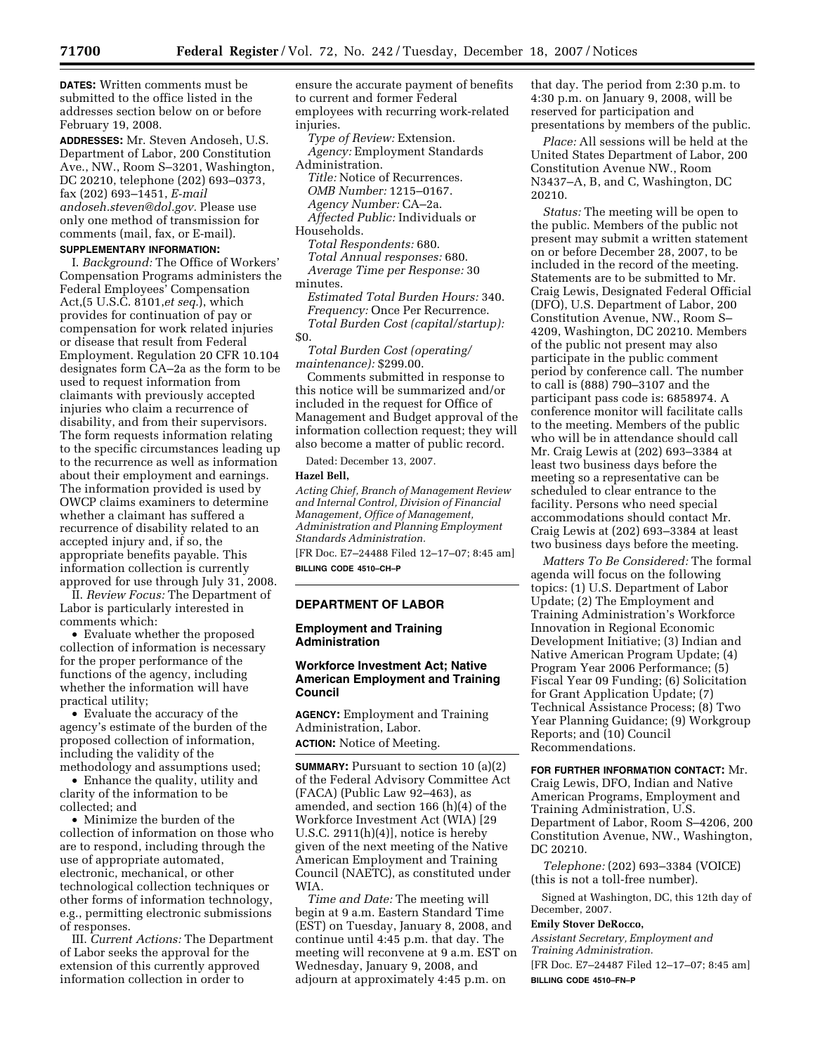**DATES:** Written comments must be submitted to the office listed in the addresses section below on or before February 19, 2008.

**ADDRESSES:** Mr. Steven Andoseh, U.S. Department of Labor, 200 Constitution Ave., NW., Room S–3201, Washington, DC 20210, telephone (202) 693–0373, fax (202) 693–1451, *E-mail andoseh.steven@dol.gov*. Please use only one method of transmission for comments (mail, fax, or E-mail).

**SUPPLEMENTARY INFORMATION:**

I. *Background:* The Office of Workers' Compensation Programs administers the Federal Employees' Compensation Act,(5 U.S.C. 8101,*et seq.*), which provides for continuation of pay or compensation for work related injuries or disease that result from Federal Employment. Regulation 20 CFR 10.104 designates form CA–2a as the form to be used to request information from claimants with previously accepted injuries who claim a recurrence of disability, and from their supervisors. The form requests information relating to the specific circumstances leading up to the recurrence as well as information about their employment and earnings. The information provided is used by OWCP claims examiners to determine whether a claimant has suffered a recurrence of disability related to an accepted injury and, if so, the appropriate benefits payable. This information collection is currently approved for use through July 31, 2008.

II. *Review Focus:* The Department of Labor is particularly interested in comments which:

- Evaluate whether the proposed collection of information is necessary for the proper performance of the functions of the agency, including whether the information will have practical utility;
- Evaluate the accuracy of the agency's estimate of the burden of the proposed collection of information, including the validity of the methodology and assumptions used;
- Enhance the quality, utility and clarity of the information to be collected; and
- Minimize the burden of the collection of information on those who are to respond, including through the use of appropriate automated, electronic, mechanical, or other technological collection techniques or other forms of information technology, e.g., permitting electronic submissions of responses.

III. *Current Actions:* The Department of Labor seeks the approval for the extension of this currently approved information collection in order to ensure the accurate payment of benefits to current and former Federal employees with recurring work-related injuries.

*Type of Review:* Extension.

*Agency:* Employment Standards Administration.

*Title:* Notice of Recurrences.

*OMB Number:* 1215–0167.

*Agency Number:* CA–2a.

*Affected Public:* Individuals or Households.

*Total Respondents:* 680.

*Total Annual responses:* 680.

*Average Time per Response:* 30 minutes.

*Estimated Total Burden Hours:* 340.

*Frequency:* Once Per Recurrence.

*Total Burden Cost (capital/startup):* $0.

*Total Burden Cost (operating/maintenance):* $299.00.

Comments submitted in response to this notice will be summarized and/or included in the request for Office of Management and Budget approval of the information collection request; they will also become a matter of public record.

Dated: December 13, 2007.

**Hazel Bell,**

*Acting Chief, Branch of Management Review and Internal Control, Division of Financial Management, Office of Management, Administration and Planning Employment Standards Administration.*

[FR Doc. E7–24488 Filed 12–17–07; 8:45 am]

**BILLING CODE 4510–CH–P**

## DEPARTMENT OF LABOR

### Employment and Training Administration

### Workforce Investment Act; Native American Employment and Training Council

**AGENCY:** Employment and Training Administration, Labor.

**ACTION:** Notice of Meeting.

**SUMMARY:** Pursuant to section 10 (a)(2) of the Federal Advisory Committee Act (FACA) (Public Law 92–463), as amended, and section 166 (h)(4) of the Workforce Investment Act (WIA) [29 U.S.C. 2911(h)(4)], notice is hereby given of the next meeting of the Native American Employment and Training Council (NAETC), as constituted under WIA.

*Time and Date:* The meeting will begin at 9 a.m. Eastern Standard Time (EST) on Tuesday, January 8, 2008, and continue until 4:45 p.m. that day. The meeting will reconvene at 9 a.m. EST on Wednesday, January 9, 2008, and adjourn at approximately 4:45 p.m. on that day. The period from 2:30 p.m. to 4:30 p.m. on January 9, 2008, will be reserved for participation and presentations by members of the public.

*Place:* All sessions will be held at the United States Department of Labor, 200 Constitution Avenue NW., Room N3437–A, B, and C, Washington, DC 20210.

*Status:* The meeting will be open to the public. Members of the public not present may submit a written statement on or before December 28, 2007, to be included in the record of the meeting. Statements are to be submitted to Mr. Craig Lewis, Designated Federal Official (DFO), U.S. Department of Labor, 200 Constitution Avenue, NW., Room S–4209, Washington, DC 20210. Members of the public not present may also participate in the public comment period by conference call. The number to call is (888) 790–3107 and the participant pass code is: 6858974. A conference monitor will facilitate calls to the meeting. Members of the public who will be in attendance should call Mr. Craig Lewis at (202) 693–3384 at least two business days before the meeting so a representative can be scheduled to clear entrance to the facility. Persons who need special accommodations should contact Mr. Craig Lewis at (202) 693–3384 at least two business days before the meeting.

*Matters To Be Considered:* The formal agenda will focus on the following topics: (1) U.S. Department of Labor Update; (2) The Employment and Training Administration's Workforce Innovation in Regional Economic Development Initiative; (3) Indian and Native American Program Update; (4) Program Year 2006 Performance; (5) Fiscal Year 09 Funding; (6) Solicitation for Grant Application Update; (7) Technical Assistance Process; (8) Two Year Planning Guidance; (9) Workgroup Reports; and (10) Council Recommendations.

**FOR FURTHER INFORMATION CONTACT:** Mr. Craig Lewis, DFO, Indian and Native American Programs, Employment and Training Administration, U.S. Department of Labor, Room S–4206, 200 Constitution Avenue, NW., Washington, DC 20210.

*Telephone:* (202) 693–3384 (VOICE) (this is not a toll-free number).

Signed at Washington, DC, this 12th day of December, 2007.

**Emily Stover DeRocco,**

*Assistant Secretary, Employment and Training Administration.*

[FR Doc. E7–24487 Filed 12–17–07; 8:45 am]

**BILLING CODE 4510–FN–P**